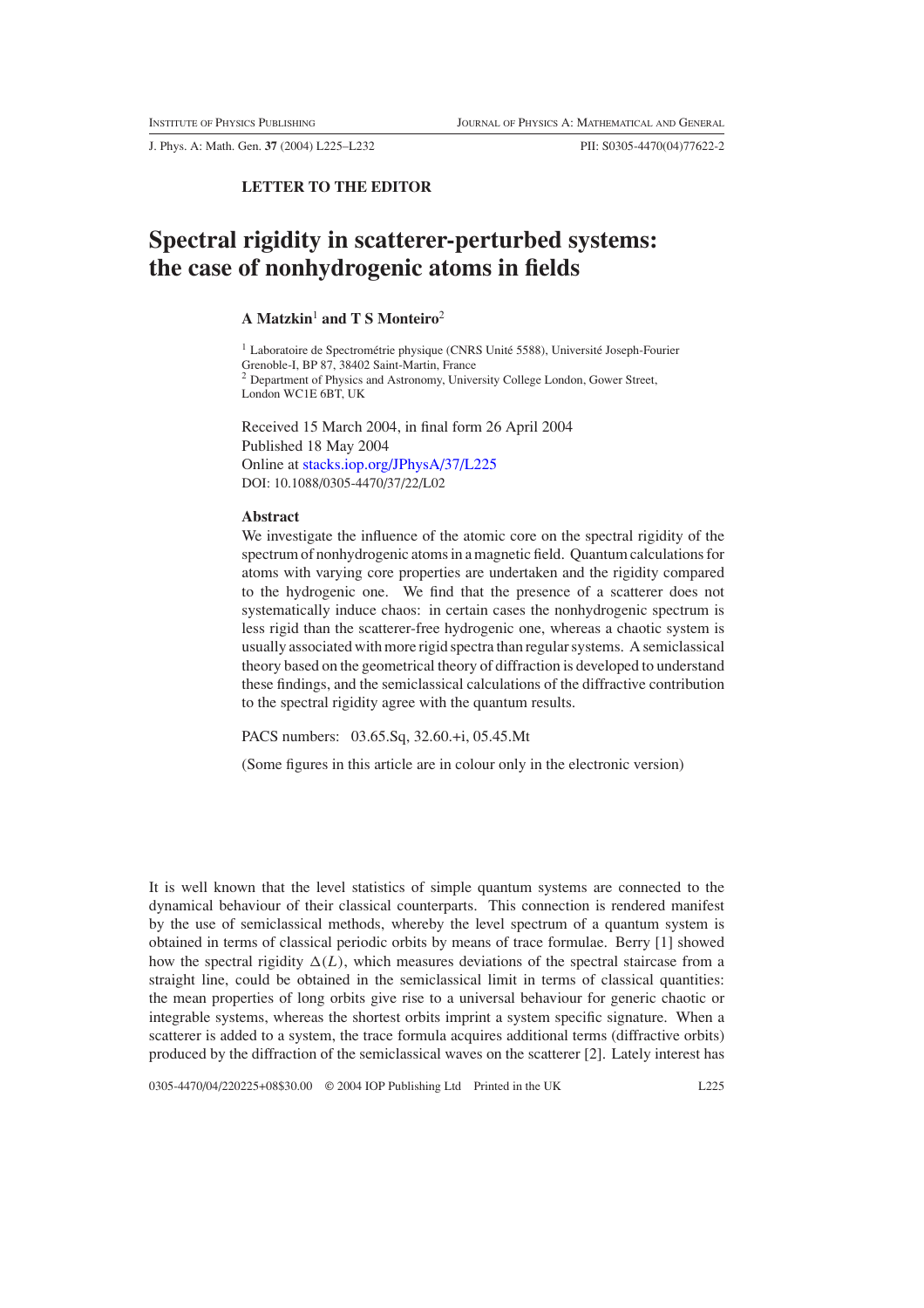**LETTER TO THE EDITOR**

# Spectral rigidity in scatterer-perturbed systems: the case of nonhydrogenic atoms in fields

**A Matzkin**[1] **and T S Monteiro**[2]

[1] Laboratoire de Spectrométrie physique (CNRS Unité 5588), Université Joseph-Fourier Grenoble-I, BP 87, 38402 Saint-Martin, France
[2] Department of Physics and Astronomy, University College London, Gower Street, London WC1E 6BT, UK

Received 15 March 2004, in final form 26 April 2004
Published 18 May 2004
Online at stacks.iop.org/JPhysA/37/L225
DOI: 10.1088/0305-4470/37/22/L02

### Abstract

We investigate the influence of the atomic core on the spectral rigidity of the spectrum of nonhydrogenic atoms in a magnetic field. Quantum calculations for atoms with varying core properties are undertaken and the rigidity compared to the hydrogenic one. We find that the presence of a scatterer does not systematically induce chaos: in certain cases the nonhydrogenic spectrum is less rigid than the scatterer-free hydrogenic one, whereas a chaotic system is usually associated with more rigid spectra than regular systems. A semiclassical theory based on the geometrical theory of diffraction is developed to understand these findings, and the semiclassical calculations of the diffractive contribution to the spectral rigidity agree with the quantum results.

PACS numbers: 03.65.Sq, 32.60.+i, 05.45.Mt

(Some figures in this article are in colour only in the electronic version)

It is well known that the level statistics of simple quantum systems are connected to the dynamical behaviour of their classical counterparts. This connection is rendered manifest by the use of semiclassical methods, whereby the level spectrum of a quantum system is obtained in terms of classical periodic orbits by means of trace formulae. Berry [1] showed how the spectral rigidity $\Delta(L)$, which measures deviations of the spectral staircase from a straight line, could be obtained in the semiclassical limit in terms of classical quantities: the mean properties of long orbits give rise to a universal behaviour for generic chaotic or integrable systems, whereas the shortest orbits imprint a system specific signature. When a scatterer is added to a system, the trace formula acquires additional terms (diffractive orbits) produced by the diffraction of the semiclassical waves on the scatterer [2]. Lately interest has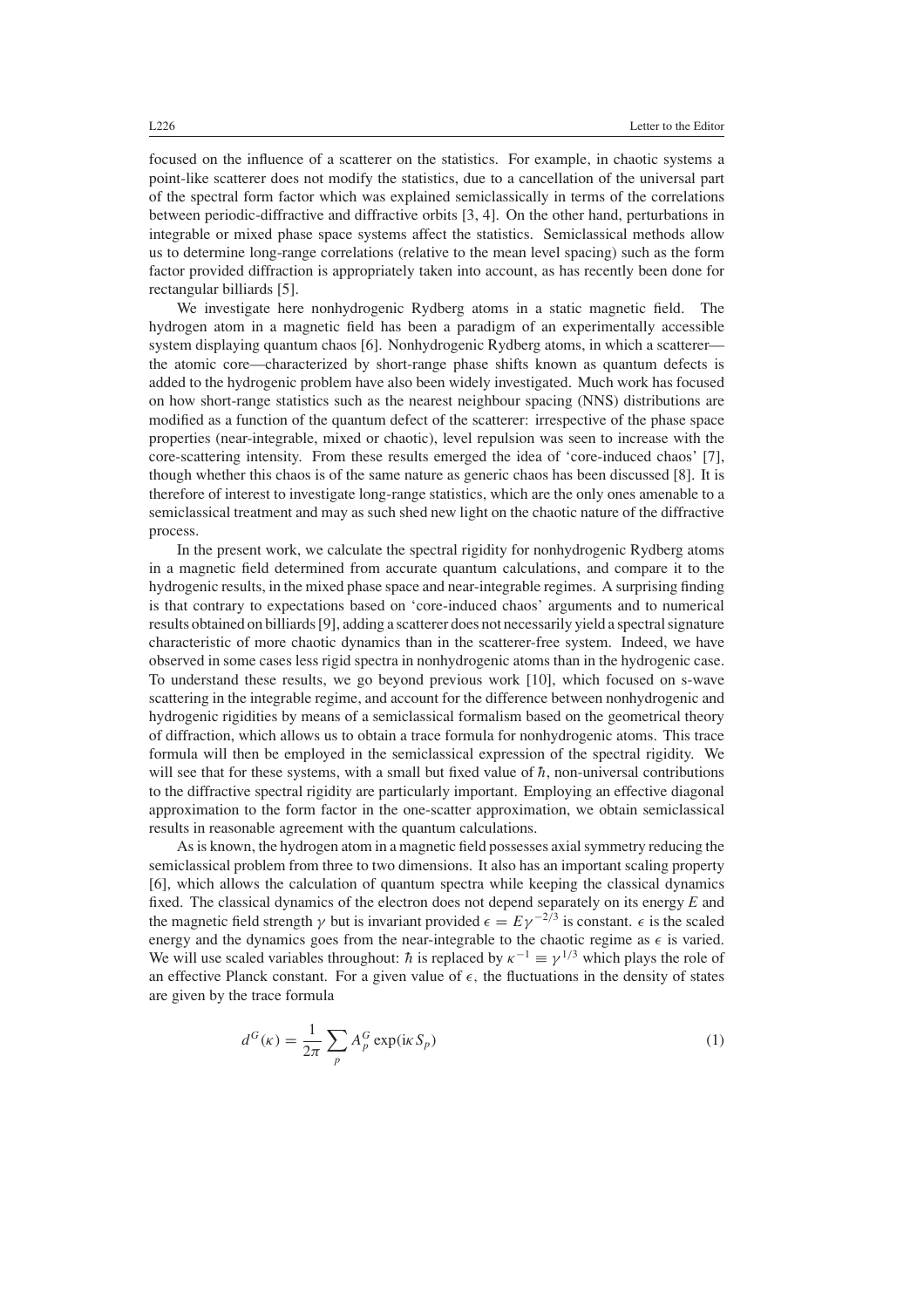focused on the influence of a scatterer on the statistics. For example, in chaotic systems a point-like scatterer does not modify the statistics, due to a cancellation of the universal part of the spectral form factor which was explained semiclassically in terms of the correlations between periodic-diffractive and diffractive orbits [3, 4]. On the other hand, perturbations in integrable or mixed phase space systems affect the statistics. Semiclassical methods allow us to determine long-range correlations (relative to the mean level spacing) such as the form factor provided diffraction is appropriately taken into account, as has recently been done for rectangular billiards [5].

We investigate here nonhydrogenic Rydberg atoms in a static magnetic field. The hydrogen atom in a magnetic field has been a paradigm of an experimentally accessible system displaying quantum chaos [6]. Nonhydrogenic Rydberg atoms, in which a scatterer—the atomic core—characterized by short-range phase shifts known as quantum defects is added to the hydrogenic problem have also been widely investigated. Much work has focused on how short-range statistics such as the nearest neighbour spacing (NNS) distributions are modified as a function of the quantum defect of the scatterer: irrespective of the phase space properties (near-integrable, mixed or chaotic), level repulsion was seen to increase with the core-scattering intensity. From these results emerged the idea of 'core-induced chaos' [7], though whether this chaos is of the same nature as generic chaos has been discussed [8]. It is therefore of interest to investigate long-range statistics, which are the only ones amenable to a semiclassical treatment and may as such shed new light on the chaotic nature of the diffractive process.

In the present work, we calculate the spectral rigidity for nonhydrogenic Rydberg atoms in a magnetic field determined from accurate quantum calculations, and compare it to the hydrogenic results, in the mixed phase space and near-integrable regimes. A surprising finding is that contrary to expectations based on 'core-induced chaos' arguments and to numerical results obtained on billiards [9], adding a scatterer does not necessarily yield a spectral signature characteristic of more chaotic dynamics than in the scatterer-free system. Indeed, we have observed in some cases less rigid spectra in nonhydrogenic atoms than in the hydrogenic case. To understand these results, we go beyond previous work [10], which focused on s-wave scattering in the integrable regime, and account for the difference between nonhydrogenic and hydrogenic rigidities by means of a semiclassical formalism based on the geometrical theory of diffraction, which allows us to obtain a trace formula for nonhydrogenic atoms. This trace formula will then be employed in the semiclassical expression of the spectral rigidity. We will see that for these systems, with a small but fixed value of $\hbar$, non-universal contributions to the diffractive spectral rigidity are particularly important. Employing an effective diagonal approximation to the form factor in the one-scatter approximation, we obtain semiclassical results in reasonable agreement with the quantum calculations.

As is known, the hydrogen atom in a magnetic field possesses axial symmetry reducing the semiclassical problem from three to two dimensions. It also has an important scaling property [6], which allows the calculation of quantum spectra while keeping the classical dynamics fixed. The classical dynamics of the electron does not depend separately on its energy $E$ and the magnetic field strength $\gamma$ but is invariant provided $\epsilon = E\gamma^{-2/3}$ is constant. $\epsilon$ is the scaled energy and the dynamics goes from the near-integrable to the chaotic regime as $\epsilon$ is varied. We will use scaled variables throughout: $\hbar$ is replaced by $\kappa^{-1} \equiv \gamma^{1/3}$ which plays the role of an effective Planck constant. For a given value of $\epsilon$, the fluctuations in the density of states are given by the trace formula

$$d^G(\kappa) = \frac{1}{2\pi} \sum_p A_p^G \exp(\mathrm{i}\kappa S_p) \tag{1}$$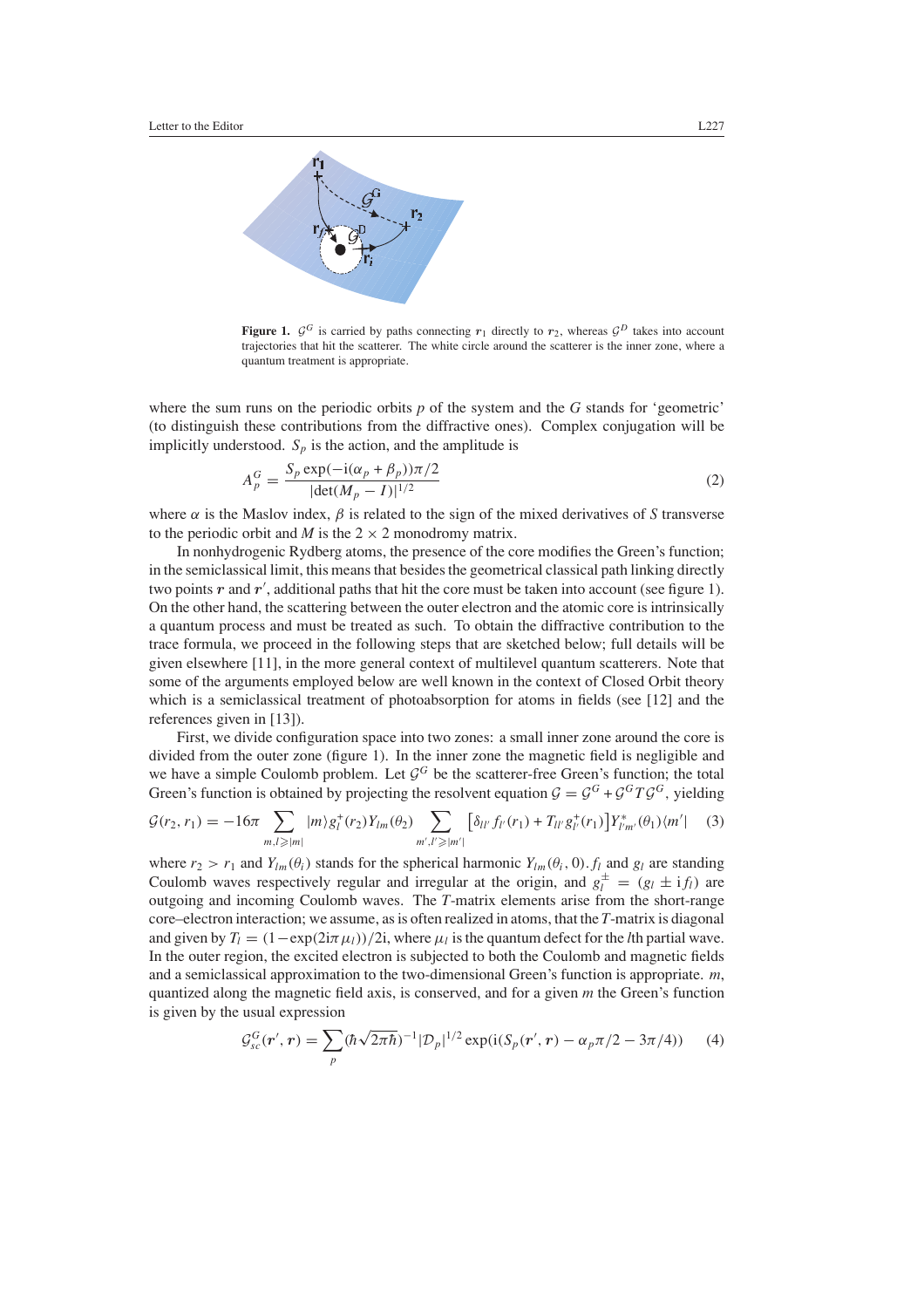**Figure 1.** $\mathcal{G}^G$ is carried by paths connecting $\boldsymbol{r}_1$ directly to $\boldsymbol{r}_2$, whereas $\mathcal{G}^D$ takes into account trajectories that hit the scatterer. The white circle around the scatterer is the inner zone, where a quantum treatment is appropriate.

where the sum runs on the periodic orbits $p$ of the system and the $G$ stands for 'geometric' (to distinguish these contributions from the diffractive ones). Complex conjugation will be implicitly understood. $S_p$ is the action, and the amplitude is

$$A_p^G = \frac{S_p \exp(-\mathrm{i}(\alpha_p + \beta_p))\pi/2}{|\det(M_p - I)|^{1/2}} \tag{2}$$

where $\alpha$ is the Maslov index, $\beta$ is related to the sign of the mixed derivatives of $S$ transverse to the periodic orbit and $M$ is the $2 \times 2$ monodromy matrix.

In nonhydrogenic Rydberg atoms, the presence of the core modifies the Green's function; in the semiclassical limit, this means that besides the geometrical classical path linking directly two points $\boldsymbol{r}$ and $\boldsymbol{r}'$, additional paths that hit the core must be taken into account (see figure 1). On the other hand, the scattering between the outer electron and the atomic core is intrinsically a quantum process and must be treated as such. To obtain the diffractive contribution to the trace formula, we proceed in the following steps that are sketched below; full details will be given elsewhere [11], in the more general context of multilevel quantum scatterers. Note that some of the arguments employed below are well known in the context of Closed Orbit theory which is a semiclassical treatment of photoabsorption for atoms in fields (see [12] and the references given in [13]).

First, we divide configuration space into two zones: a small inner zone around the core is divided from the outer zone (figure 1). In the inner zone the magnetic field is negligible and we have a simple Coulomb problem. Let $\mathcal{G}^G$ be the scatterer-free Green's function; the total Green's function is obtained by projecting the resolvent equation $\mathcal{G} = \mathcal{G}^G + \mathcal{G}^G T \mathcal{G}^G$, yielding

$$\mathcal{G}(r_2, r_1) = -16\pi \sum_{m,l \geqslant |m|} |m\rangle g_l^+(r_2) Y_{lm}(\theta_2) \sum_{m',l' \geqslant |m'|} \left[\delta_{ll'} f_{l'}(r_1) + T_{ll'} g_{l'}^+(r_1)\right] Y_{l'm'}^*(\theta_1) \langle m'| \tag{3}$$

where $r_2 > r_1$ and $Y_{lm}(\theta_i)$ stands for the spherical harmonic $Y_{lm}(\theta_i, 0)$. $f_l$ and $g_l$ are standing Coulomb waves respectively regular and irregular at the origin, and $g_l^\pm = (g_l \pm \mathrm{i} f_l)$ are outgoing and incoming Coulomb waves. The $T$-matrix elements arise from the short-range core–electron interaction; we assume, as is often realized in atoms, that the $T$-matrix is diagonal and given by $T_l = (1 - \exp(2\mathrm{i}\pi\mu_l))/2\mathrm{i}$, where $\mu_l$ is the quantum defect for the $l$th partial wave. In the outer region, the excited electron is subjected to both the Coulomb and magnetic fields and a semiclassical approximation to the two-dimensional Green's function is appropriate. $m$, quantized along the magnetic field axis, is conserved, and for a given $m$ the Green's function is given by the usual expression

$$\mathcal{G}_{sc}^G(\boldsymbol{r}', \boldsymbol{r}) = \sum_p (\hbar\sqrt{2\pi\hbar})^{-1} |\mathcal{D}_p|^{1/2} \exp(\mathrm{i}(S_p(\boldsymbol{r}', \boldsymbol{r}) - \alpha_p\pi/2 - 3\pi/4)) \tag{4}$$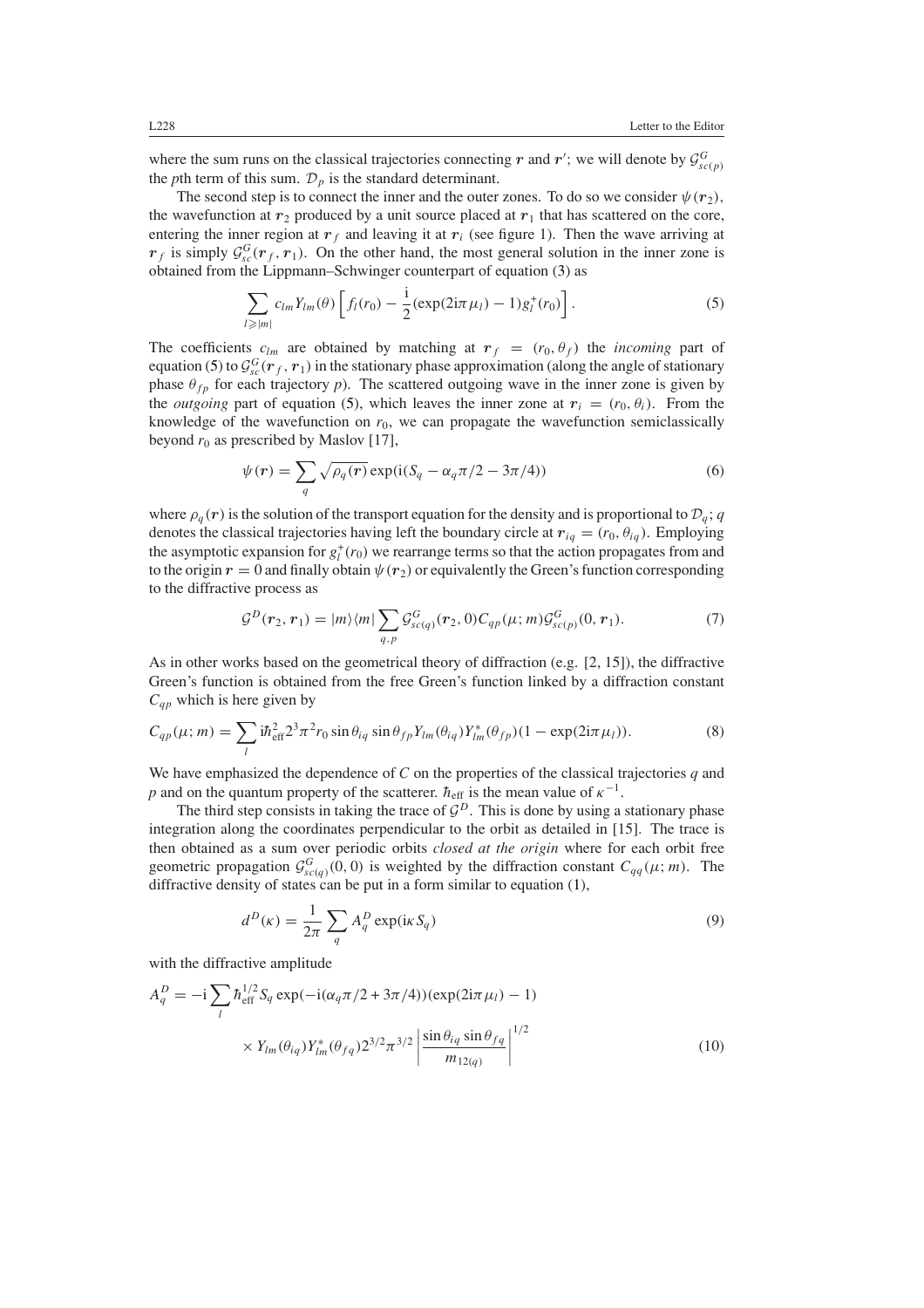where the sum runs on the classical trajectories connecting $\boldsymbol{r}$ and $\boldsymbol{r}'$; we will denote by $\mathcal{G}^G_{sc(p)}$ the $p$th term of this sum. $\mathcal{D}_p$ is the standard determinant.

The second step is to connect the inner and the outer zones. To do so we consider $\psi(\boldsymbol{r}_2)$, the wavefunction at $\boldsymbol{r}_2$ produced by a unit source placed at $\boldsymbol{r}_1$ that has scattered on the core, entering the inner region at $\boldsymbol{r}_f$ and leaving it at $\boldsymbol{r}_i$ (see figure 1). Then the wave arriving at $\boldsymbol{r}_f$ is simply $\mathcal{G}^G_{sc}(\boldsymbol{r}_f, \boldsymbol{r}_1)$. On the other hand, the most general solution in the inner zone is obtained from the Lippmann–Schwinger counterpart of equation (3) as

$$\sum_{l\geqslant|m|} c_{lm} Y_{lm}(\theta)\left[f_l(r_0) - \frac{\mathrm{i}}{2}(\exp(2\mathrm{i}\pi\mu_l) - 1)g_l^+(r_0)\right]. \tag{5}$$

The coefficients $c_{lm}$ are obtained by matching at $\boldsymbol{r}_f = (r_0, \theta_f)$ the *incoming* part of equation (5) to $\mathcal{G}^G_{sc}(\boldsymbol{r}_f, \boldsymbol{r}_1)$ in the stationary phase approximation (along the angle of stationary phase $\theta_{fp}$ for each trajectory $p$). The scattered outgoing wave in the inner zone is given by the *outgoing* part of equation (5), which leaves the inner zone at $\boldsymbol{r}_i = (r_0, \theta_i)$. From the knowledge of the wavefunction on $r_0$, we can propagate the wavefunction semiclassically beyond $r_0$ as prescribed by Maslov [17],

$$\psi(\boldsymbol{r}) = \sum_q \sqrt{\rho_q(\boldsymbol{r})}\exp(\mathrm{i}(S_q - \alpha_q\pi/2 - 3\pi/4)) \tag{6}$$

where $\rho_q(\boldsymbol{r})$ is the solution of the transport equation for the density and is proportional to $\mathcal{D}_q$; $q$ denotes the classical trajectories having left the boundary circle at $\boldsymbol{r}_{iq} = (r_0, \theta_{iq})$. Employing the asymptotic expansion for $g_l^+(r_0)$ we rearrange terms so that the action propagates from and to the origin $\boldsymbol{r} = 0$ and finally obtain $\psi(\boldsymbol{r}_2)$ or equivalently the Green's function corresponding to the diffractive process as

$$\mathcal{G}^D(\boldsymbol{r}_2, \boldsymbol{r}_1) = |m\rangle\langle m| \sum_{q,p} \mathcal{G}^G_{sc(q)}(\boldsymbol{r}_2, 0)C_{qp}(\mu; m)\mathcal{G}^G_{sc(p)}(0, \boldsymbol{r}_1). \tag{7}$$

As in other works based on the geometrical theory of diffraction (e.g. [2, 15]), the diffractive Green's function is obtained from the free Green's function linked by a diffraction constant $C_{qp}$ which is here given by

$$C_{qp}(\mu; m) = \sum_l \mathrm{i}\hbar_{\mathrm{eff}}^2 2^3\pi^2 r_0 \sin\theta_{iq}\sin\theta_{fp} Y_{lm}(\theta_{iq})Y^*_{lm}(\theta_{fp})(1 - \exp(2\mathrm{i}\pi\mu_l)). \tag{8}$$

We have emphasized the dependence of $C$ on the properties of the classical trajectories $q$ and $p$ and on the quantum property of the scatterer. $\hbar_{\mathrm{eff}}$ is the mean value of $\kappa^{-1}$.

The third step consists in taking the trace of $\mathcal{G}^D$. This is done by using a stationary phase integration along the coordinates perpendicular to the orbit as detailed in [15]. The trace is then obtained as a sum over periodic orbits *closed at the origin* where for each orbit free geometric propagation $\mathcal{G}^G_{sc(q)}(0, 0)$ is weighted by the diffraction constant $C_{qq}(\mu; m)$. The diffractive density of states can be put in a form similar to equation (1),

$$d^D(\kappa) = \frac{1}{2\pi}\sum_q A_q^D \exp(\mathrm{i}\kappa S_q) \tag{9}$$

with the diffractive amplitude

$$A_q^D = -\mathrm{i}\sum_l \hbar_{\mathrm{eff}}^{1/2} S_q \exp(-\mathrm{i}(\alpha_q\pi/2 + 3\pi/4))(\exp(2\mathrm{i}\pi\mu_l) - 1) \times Y_{lm}(\theta_{iq})Y^*_{lm}(\theta_{fq})2^{3/2}\pi^{3/2}\left|\frac{\sin\theta_{iq}\sin\theta_{fq}}{m_{12(q)}}\right|^{1/2} \tag{10}$$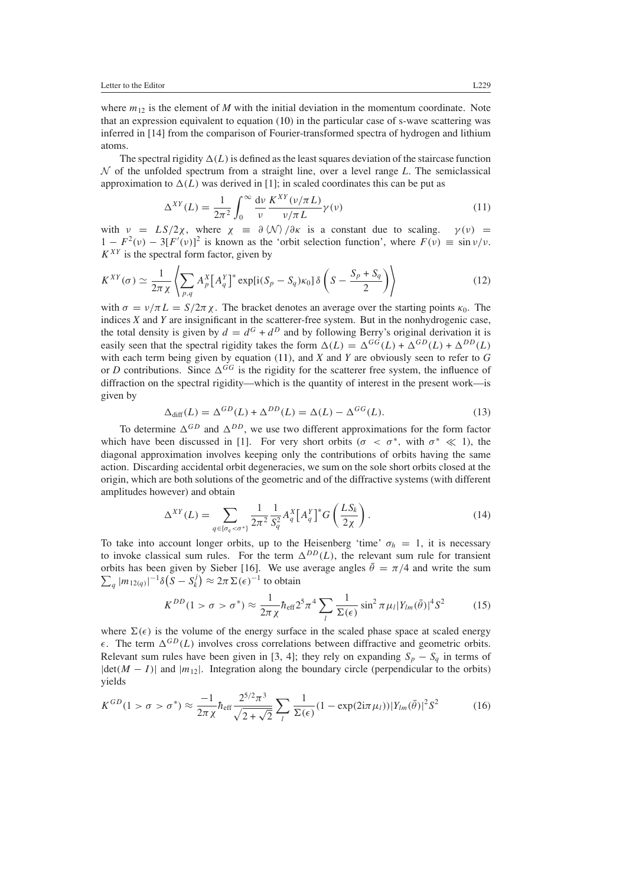where $m_{12}$ is the element of $M$ with the initial deviation in the momentum coordinate. Note that an expression equivalent to equation (10) in the particular case of s-wave scattering was inferred in [14] from the comparison of Fourier-transformed spectra of hydrogen and lithium atoms.

The spectral rigidity $\Delta(L)$ is defined as the least squares deviation of the staircase function $\mathcal{N}$ of the unfolded spectrum from a straight line, over a level range $L$. The semiclassical approximation to $\Delta(L)$ was derived in [1]; in scaled coordinates this can be put as

$$\Delta^{XY}(L) = \frac{1}{2\pi^2}\int_0^\infty \frac{\mathrm{d}\nu}{\nu}\frac{K^{XY}(\nu/\pi L)}{\nu/\pi L}\gamma(\nu) \tag{11}$$

with $\nu = LS/2\chi$, where $\chi \equiv \partial\langle\mathcal{N}\rangle/\partial\kappa$ is a constant due to scaling. $\gamma(\nu) = 1 - F^2(\nu) - 3[F'(\nu)]^2$ is known as the 'orbit selection function', where $F(\nu) \equiv \sin\nu/\nu$. $K^{XY}$ is the spectral form factor, given by

$$K^{XY}(\sigma) \simeq \frac{1}{2\pi\chi}\left\langle \sum_{p,q} A_p^X\left[A_q^Y\right]^* \exp[\mathrm{i}(S_p - S_q)\kappa_0]\,\delta\left(S - \frac{S_p + S_q}{2}\right)\right\rangle \tag{12}$$

with $\sigma = \nu/\pi L = S/2\pi\chi$. The bracket denotes an average over the starting points $\kappa_0$. The indices $X$ and $Y$ are insignificant in the scatterer-free system. But in the nonhydrogenic case, the total density is given by $d = d^G + d^D$ and by following Berry's original derivation it is easily seen that the spectral rigidity takes the form $\Delta(L) = \Delta^{GG}(L) + \Delta^{GD}(L) + \Delta^{DD}(L)$ with each term being given by equation (11), and $X$ and $Y$ are obviously seen to refer to $G$ or $D$ contributions. Since $\Delta^{GG}$ is the rigidity for the scatterer free system, the influence of diffraction on the spectral rigidity—which is the quantity of interest in the present work—is given by

$$\Delta_{\mathrm{diff}}(L) = \Delta^{GD}(L) + \Delta^{DD}(L) = \Delta(L) - \Delta^{GG}(L). \tag{13}$$

To determine $\Delta^{GD}$ and $\Delta^{DD}$, we use two different approximations for the form factor which have been discussed in [1]. For very short orbits ($\sigma < \sigma^*$, with $\sigma^* \ll 1$), the diagonal approximation involves keeping only the contributions of orbits having the same action. Discarding accidental orbit degeneracies, we sum on the sole short orbits closed at the origin, which are both solutions of the geometric and of the diffractive systems (with different amplitudes however) and obtain

$$\Delta^{XY}(L) = \sum_{q\in\{\sigma_q<\sigma^*\}} \frac{1}{2\pi^2}\frac{1}{S_q^2}A_q^X\left[A_q^Y\right]^* G\left(\frac{LS_k}{2\chi}\right). \tag{14}$$

To take into account longer orbits, up to the Heisenberg 'time' $\sigma_h = 1$, it is necessary to invoke classical sum rules. For the term $\Delta^{DD}(L)$, the relevant sum rule for transient orbits has been given by Sieber [16]. We use average angles $\bar{\theta} = \pi/4$ and write the sum $\sum_q |m_{12(q)}|^{-1}\delta\left(S - S_k^j\right) \approx 2\pi\Sigma(\epsilon)^{-1}$ to obtain

$$K^{DD}(1 > \sigma > \sigma^*) \approx \frac{1}{2\pi\chi}\hbar_{\mathrm{eff}}2^5\pi^4\sum_l \frac{1}{\Sigma(\epsilon)}\sin^2\pi\mu_l|Y_{lm}(\bar{\theta})|^4 S^2 \tag{15}$$

where $\Sigma(\epsilon)$ is the volume of the energy surface in the scaled phase space at scaled energy $\epsilon$. The term $\Delta^{GD}(L)$ involves cross correlations between diffractive and geometric orbits. Relevant sum rules have been given in [3, 4]; they rely on expanding $S_p - S_q$ in terms of $|\det(M - I)|$ and $|m_{12}|$. Integration along the boundary circle (perpendicular to the orbits) yields

$$K^{GD}(1 > \sigma > \sigma^*) \approx \frac{-1}{2\pi\chi}\hbar_{\mathrm{eff}}\frac{2^{5/2}\pi^3}{\sqrt{2+\sqrt{2}}}\sum_l \frac{1}{\Sigma(\epsilon)}(1 - \exp(2\mathrm{i}\pi\mu_l))|Y_{lm}(\bar{\theta})|^2 S^2 \tag{16}$$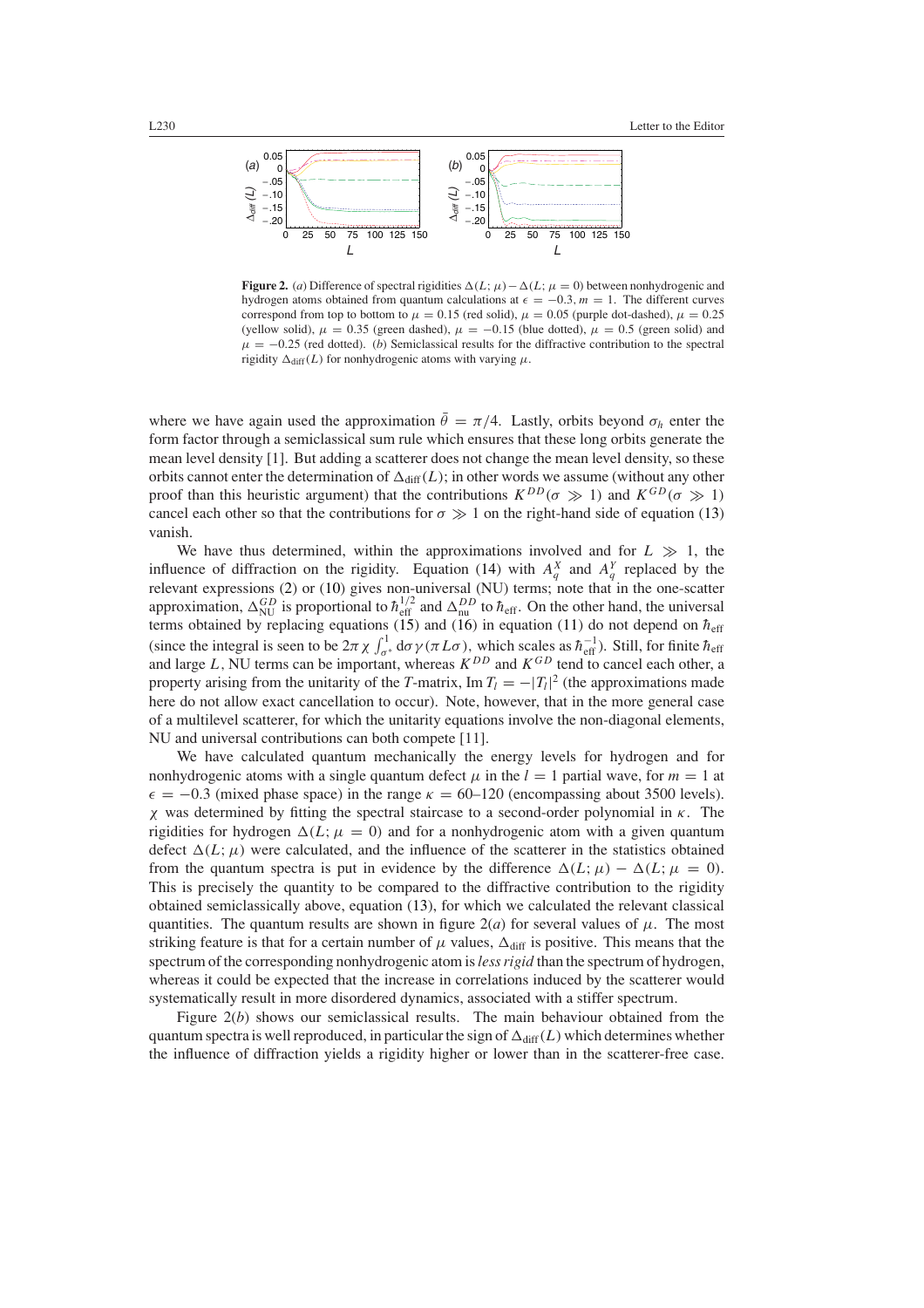**Figure 2.** (*a*) Difference of spectral rigidities $\Delta(L; \mu) - \Delta(L; \mu = 0)$ between nonhydrogenic and hydrogen atoms obtained from quantum calculations at $\epsilon = -0.3, m = 1$. The different curves correspond from top to bottom to $\mu = 0.15$ (red solid), $\mu = 0.05$ (purple dot-dashed), $\mu = 0.25$ (yellow solid), $\mu = 0.35$ (green dashed), $\mu = -0.15$ (blue dotted), $\mu = 0.5$ (green solid) and $\mu = -0.25$ (red dotted). (*b*) Semiclassical results for the diffractive contribution to the spectral rigidity $\Delta_{\rm diff}(L)$ for nonhydrogenic atoms with varying $\mu$.

where we have again used the approximation $\bar{\theta} = \pi/4$. Lastly, orbits beyond $\sigma_h$ enter the form factor through a semiclassical sum rule which ensures that these long orbits generate the mean level density [1]. But adding a scatterer does not change the mean level density, so these orbits cannot enter the determination of $\Delta_{\rm diff}(L)$; in other words we assume (without any other proof than this heuristic argument) that the contributions $K^{DD}(\sigma \gg 1)$ and $K^{GD}(\sigma \gg 1)$ cancel each other so that the contributions for $\sigma \gg 1$ on the right-hand side of equation (13) vanish.

We have thus determined, within the approximations involved and for $L \gg 1$, the influence of diffraction on the rigidity. Equation (14) with $A_q^X$ and $A_q^Y$ replaced by the relevant expressions (2) or (10) gives non-universal (NU) terms; note that in the one-scatter approximation, $\Delta_{\rm NU}^{GD}$ is proportional to $\hbar_{\rm eff}^{1/2}$ and $\Delta_{\rm nu}^{DD}$ to $\hbar_{\rm eff}$. On the other hand, the universal terms obtained by replacing equations (15) and (16) in equation (11) do not depend on $\hbar_{\rm eff}$ (since the integral is seen to be $2\pi\chi\int_{\sigma^*}^{1} {\rm d}\sigma\,\gamma(\pi L\sigma)$, which scales as $\hbar_{\rm eff}^{-1}$). Still, for finite $\hbar_{\rm eff}$ and large $L$, NU terms can be important, whereas $K^{DD}$ and $K^{GD}$ tend to cancel each other, a property arising from the unitarity of the $T$-matrix, ${\rm Im}\, T_l = -|T_l|^2$ (the approximations made here do not allow exact cancellation to occur). Note, however, that in the more general case of a multilevel scatterer, for which the unitarity equations involve the non-diagonal elements, NU and universal contributions can both compete [11].

We have calculated quantum mechanically the energy levels for hydrogen and for nonhydrogenic atoms with a single quantum defect $\mu$ in the $l = 1$ partial wave, for $m = 1$ at $\epsilon = -0.3$ (mixed phase space) in the range $\kappa = 60$–$120$ (encompassing about 3500 levels). $\chi$ was determined by fitting the spectral staircase to a second-order polynomial in $\kappa$. The rigidities for hydrogen $\Delta(L; \mu = 0)$ and for a nonhydrogenic atom with a given quantum defect $\Delta(L; \mu)$ were calculated, and the influence of the scatterer in the statistics obtained from the quantum spectra is put in evidence by the difference $\Delta(L; \mu) - \Delta(L; \mu = 0)$. This is precisely the quantity to be compared to the diffractive contribution to the rigidity obtained semiclassically above, equation (13), for which we calculated the relevant classical quantities. The quantum results are shown in figure 2(*a*) for several values of $\mu$. The most striking feature is that for a certain number of $\mu$ values, $\Delta_{\rm diff}$ is positive. This means that the spectrum of the corresponding nonhydrogenic atom is *less rigid* than the spectrum of hydrogen, whereas it could be expected that the increase in correlations induced by the scatterer would systematically result in more disordered dynamics, associated with a stiffer spectrum.

Figure 2(*b*) shows our semiclassical results. The main behaviour obtained from the quantum spectra is well reproduced, in particular the sign of $\Delta_{\rm diff}(L)$ which determines whether the influence of diffraction yields a rigidity higher or lower than in the scatterer-free case.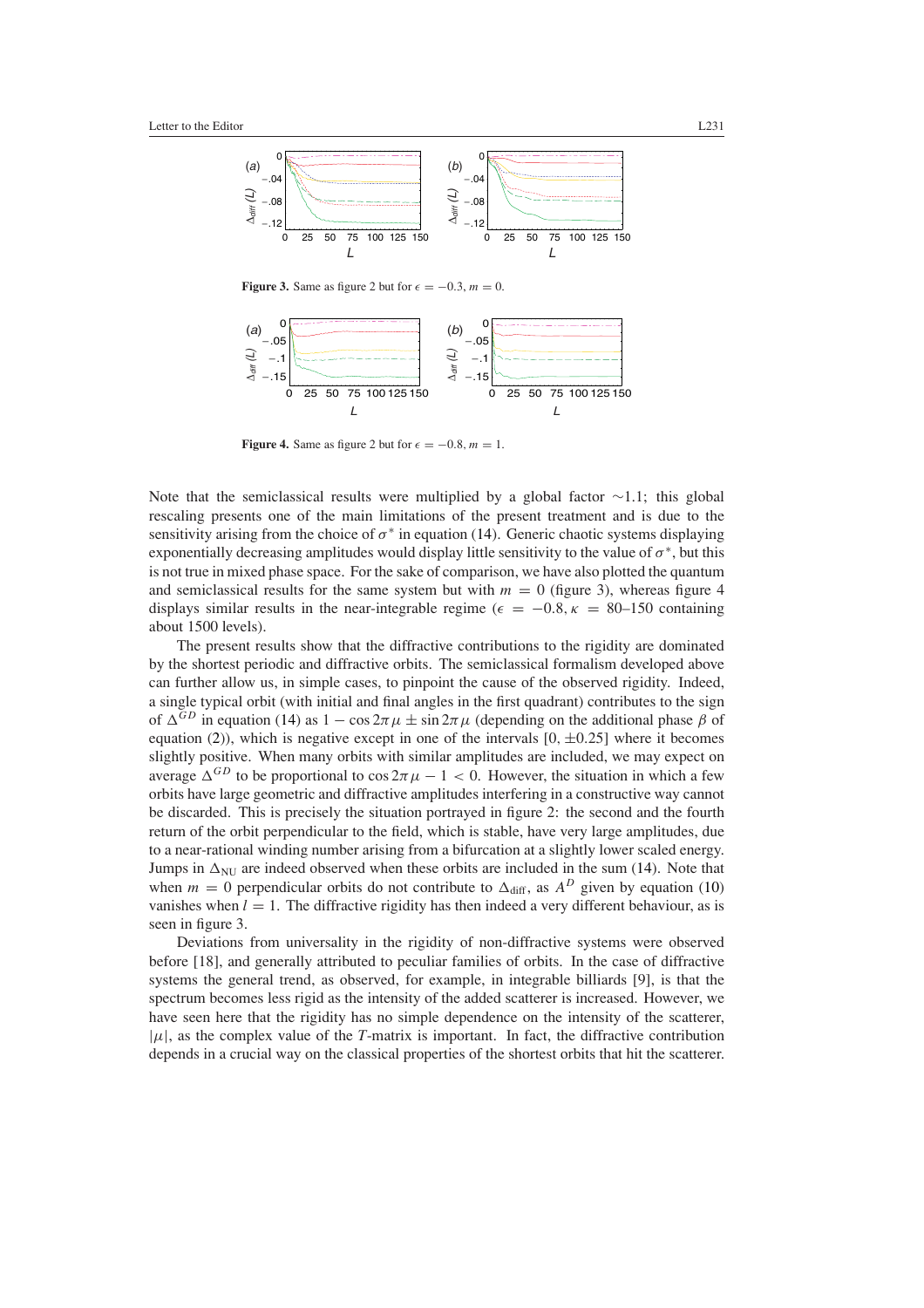**Figure 3.** Same as figure 2 but for $\epsilon = -0.3$, $m = 0$.

**Figure 4.** Same as figure 2 but for $\epsilon = -0.8$, $m = 1$.

Note that the semiclassical results were multiplied by a global factor $\sim$1.1; this global rescaling presents one of the main limitations of the present treatment and is due to the sensitivity arising from the choice of $\sigma^*$ in equation (14). Generic chaotic systems displaying exponentially decreasing amplitudes would display little sensitivity to the value of $\sigma^*$, but this is not true in mixed phase space. For the sake of comparison, we have also plotted the quantum and semiclassical results for the same system but with $m = 0$ (figure 3), whereas figure 4 displays similar results in the near-integrable regime ($\epsilon = -0.8, \kappa = 80$–150 containing about 1500 levels).

The present results show that the diffractive contributions to the rigidity are dominated by the shortest periodic and diffractive orbits. The semiclassical formalism developed above can further allow us, in simple cases, to pinpoint the cause of the observed rigidity. Indeed, a single typical orbit (with initial and final angles in the first quadrant) contributes to the sign of $\Delta^{GD}$ in equation (14) as $1 - \cos 2\pi\mu \pm \sin 2\pi\mu$ (depending on the additional phase $\beta$ of equation (2)), which is negative except in one of the intervals $[0, \pm 0.25]$ where it becomes slightly positive. When many orbits with similar amplitudes are included, we may expect on average $\Delta^{GD}$ to be proportional to $\cos 2\pi\mu - 1 < 0$. However, the situation in which a few orbits have large geometric and diffractive amplitudes interfering in a constructive way cannot be discarded. This is precisely the situation portrayed in figure 2: the second and the fourth return of the orbit perpendicular to the field, which is stable, have very large amplitudes, due to a near-rational winding number arising from a bifurcation at a slightly lower scaled energy. Jumps in $\Delta_{\mathrm{NU}}$ are indeed observed when these orbits are included in the sum (14). Note that when $m = 0$ perpendicular orbits do not contribute to $\Delta_{\mathrm{diff}}$, as $A^D$ given by equation (10) vanishes when $l = 1$. The diffractive rigidity has then indeed a very different behaviour, as is seen in figure 3.

Deviations from universality in the rigidity of non-diffractive systems were observed before [18], and generally attributed to peculiar families of orbits. In the case of diffractive systems the general trend, as observed, for example, in integrable billiards [9], is that the spectrum becomes less rigid as the intensity of the added scatterer is increased. However, we have seen here that the rigidity has no simple dependence on the intensity of the scatterer, $|\mu|$, as the complex value of the $T$-matrix is important. In fact, the diffractive contribution depends in a crucial way on the classical properties of the shortest orbits that hit the scatterer.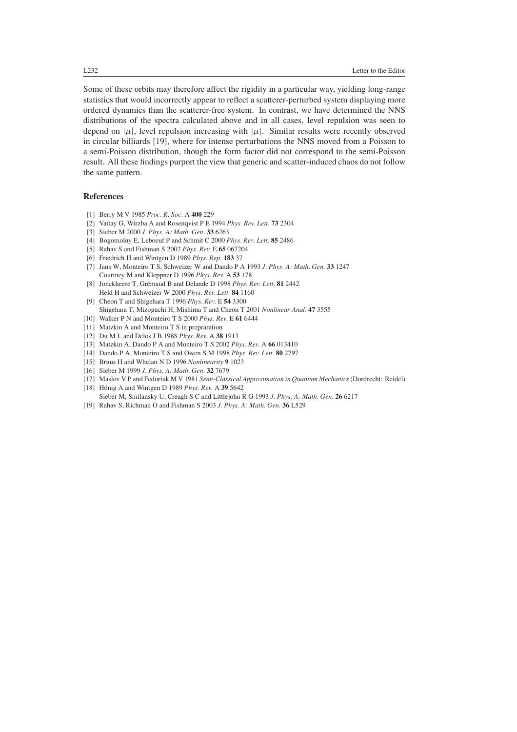Some of these orbits may therefore affect the rigidity in a particular way, yielding long-range statistics that would incorrectly appear to reflect a scatterer-perturbed system displaying more ordered dynamics than the scatterer-free system. In contrast, we have determined the NNS distributions of the spectra calculated above and in all cases, level repulsion was seen to depend on $|\mu|$, level repulsion increasing with $|\mu|$. Similar results were recently observed in circular billiards [19], where for intense perturbations the NNS moved from a Poisson to a semi-Poisson distribution, though the form factor did not correspond to the semi-Poisson result. All these findings purport the view that generic and scatter-induced chaos do not follow the same pattern.

## References

[1] Berry M V 1985 *Proc. R. Soc.* A **400** 229

[2] Vattay G, Wirzba A and Rosenqvist P E 1994 *Phys. Rev. Lett.* **73** 2304

[3] Sieber M 2000 *J. Phys. A: Math. Gen.* **33** 6263

[4] Bogomolny E, Leboeuf P and Schmit C 2000 *Phys. Rev. Lett.* **85** 2486

[5] Rahav S and Fishman S 2002 *Phys. Rev.* E **65** 067204

[6] Friedrich H and Wintgen D 1989 *Phys. Rep.* **183** 37

[7] Jans W, Monteiro T S, Schweizer W and Dando P A 1993 *J. Phys. A: Math. Gen.* **33** 1247
Courtney M and Kleppner D 1996 *Phys. Rev.* A **53** 178

[8] Jonckheere T, Grémaud B and Delande D 1998 *Phys. Rev. Lett.* **81** 2442
Held H and Schweizer W 2000 *Phys. Rev. Lett.* **84** 1160

[9] Cheon T and Shigehara T 1996 *Phys. Rev.* E **54** 3300
Shigehara T, Mizoguchi H, Mishima T and Cheon T 2001 *Nonlinear Anal.* **47** 3555

[10] Walker P N and Monteiro T S 2000 *Phys. Rev.* E **61** 6444

[11] Matzkin A and Monteiro T S in prepraration

[12] Du M L and Delos J B 1988 *Phys. Rev.* A **38** 1913

[13] Matzkin A, Dando P A and Monteiro T S 2002 *Phys. Rev.* A **66** 013410

[14] Dando P A, Monteiro T S and Owen S M 1998 *Phys. Rev. Lett.* **80** 2797

[15] Bruus H and Whelan N D 1996 *Nonlinearity* **9** 1023

[16] Sieber M 1999 *J. Phys. A: Math. Gen.* **32** 7679

[17] Maslov V P and Fedoriuk M V 1981 *Semi-Classical Approximation in Quantum Mechanics* (Dordrecht: Reidel)

[18] Hönig A and Wintgen D 1989 *Phys. Rev.* A **39** 5642
Sieber M, Smilansky U, Creagh S C and Littlejohn R G 1993 *J. Phys. A: Math. Gen.* **26** 6217

[19] Rahav S, Richman O and Fishman S 2003 *J. Phys. A: Math. Gen.* **36** L529